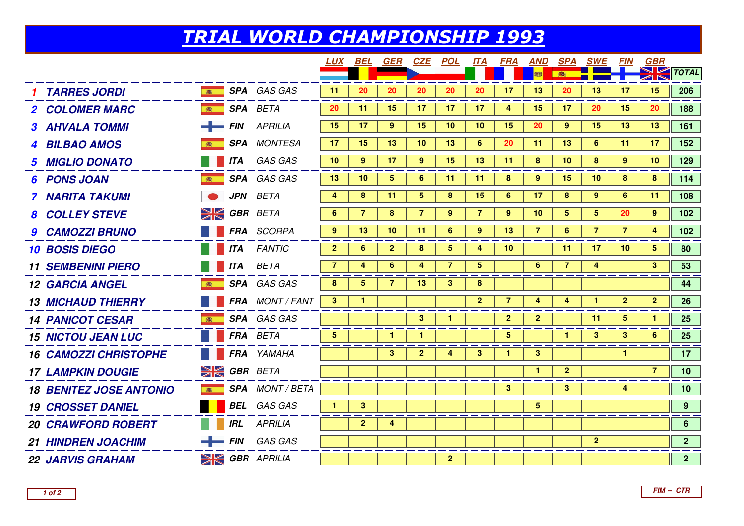# TRIAL WORLD CHAMPIONSHIP 1993

| | Rider | Nat | Bike | LUX | BEL | GER | CZE | POL | ITA | FRA | AND | SPA | SWE | FIN | GBR | TOTAL |
|---|---|---|---|---|---|---|---|---|---|---|---|---|---|---|---|---|
| 1 | TARRES JORDI | SPA | GAS GAS | 11 | 20 | 20 | 20 | 20 | 20 | 17 | 13 | 20 | 13 | 17 | 15 | 206 |
| 2 | COLOMER MARC | SPA | BETA | 20 | 11 | 15 | 17 | 17 | 17 | 4 | 15 | 17 | 20 | 15 | 20 | 188 |
| 3 | AHVALA TOMMI | FIN | APRILIA | 15 | 17 | 9 | 15 | 10 | 10 | 15 | 20 | 9 | 15 | 13 | 13 | 161 |
| 4 | BILBAO AMOS | SPA | MONTESA | 17 | 15 | 13 | 10 | 13 | 6 | 20 | 11 | 13 | 6 | 11 | 17 | 152 |
| 5 | MIGLIO DONATO | ITA | GAS GAS | 10 | 9 | 17 | 9 | 15 | 13 | 11 | 8 | 10 | 8 | 9 | 10 | 129 |
| 6 | PONS JOAN | SPA | GAS GAS | 13 | 10 | 5 | 6 | 11 | 11 | 8 | 9 | 15 | 10 | 8 | 8 | 114 |
| 7 | NARITA TAKUMI | JPN | BETA | 4 | 8 | 11 | 5 | 8 | 15 | 6 | 17 | 8 | 9 | 6 | 11 | 108 |
| 8 | COLLEY STEVE | GBR | BETA | 6 | 7 | 8 | 7 | 9 | 7 | 9 | 10 | 5 | 5 | 20 | 9 | 102 |
| 9 | CAMOZZI BRUNO | FRA | SCORPA | 9 | 13 | 10 | 11 | 6 | 9 | 13 | 7 | 6 | 7 | 7 | 4 | 102 |
| 10 | BOSIS DIEGO | ITA | FANTIC | 2 | 6 | 2 | 8 | 5 | 4 | 10 | | 11 | 17 | 10 | 5 | 80 |
| 11 | SEMBENINI PIERO | ITA | BETA | 7 | 4 | 6 | 4 | 7 | 5 | | 6 | 7 | 4 | | 3 | 53 |
| 12 | GARCIA ANGEL | SPA | GAS GAS | 8 | 5 | 7 | 13 | 3 | 8 | | | | | | | 44 |
| 13 | MICHAUD THIERRY | FRA | MONT / FANT | 3 | 1 | | | | 2 | 7 | 4 | 4 | 1 | 2 | 2 | 26 |
| 14 | PANICOT CESAR | SPA | GAS GAS | | | | 3 | 1 | | 2 | 2 | | 11 | 5 | 1 | 25 |
| 15 | NICTOU JEAN LUC | FRA | BETA | 5 | | 1 | 1 | | | 5 | | 1 | 3 | 3 | 6 | 25 |
| 16 | CAMOZZI CHRISTOPHE | FRA | YAMAHA | | | 3 | 2 | 4 | 3 | 1 | 3 | | | 1 | | 17 |
| 17 | LAMPKIN DOUGIE | GBR | BETA | | | | | | | | 1 | 2 | | | 7 | 10 |
| 18 | BENITEZ JOSE ANTONIO | SPA | MONT / BETA | | | | | | | 3 | | 3 | | 4 | | 10 |
| 19 | CROSSET DANIEL | BEL | GAS GAS | 1 | 3 | | | | | | 5 | | | | | 9 |
| 20 | CRAWFORD ROBERT | IRL | APRILIA | | 2 | 4 | | | | | | | | | | 6 |
| 21 | HINDREN JOACHIM | FIN | GAS GAS | | | | | | | | | | 2 | | | 2 |
| 22 | JARVIS GRAHAM | GBR | APRILIA | | | | | 2 | | | | | | | | 2 |

FIM -- CTR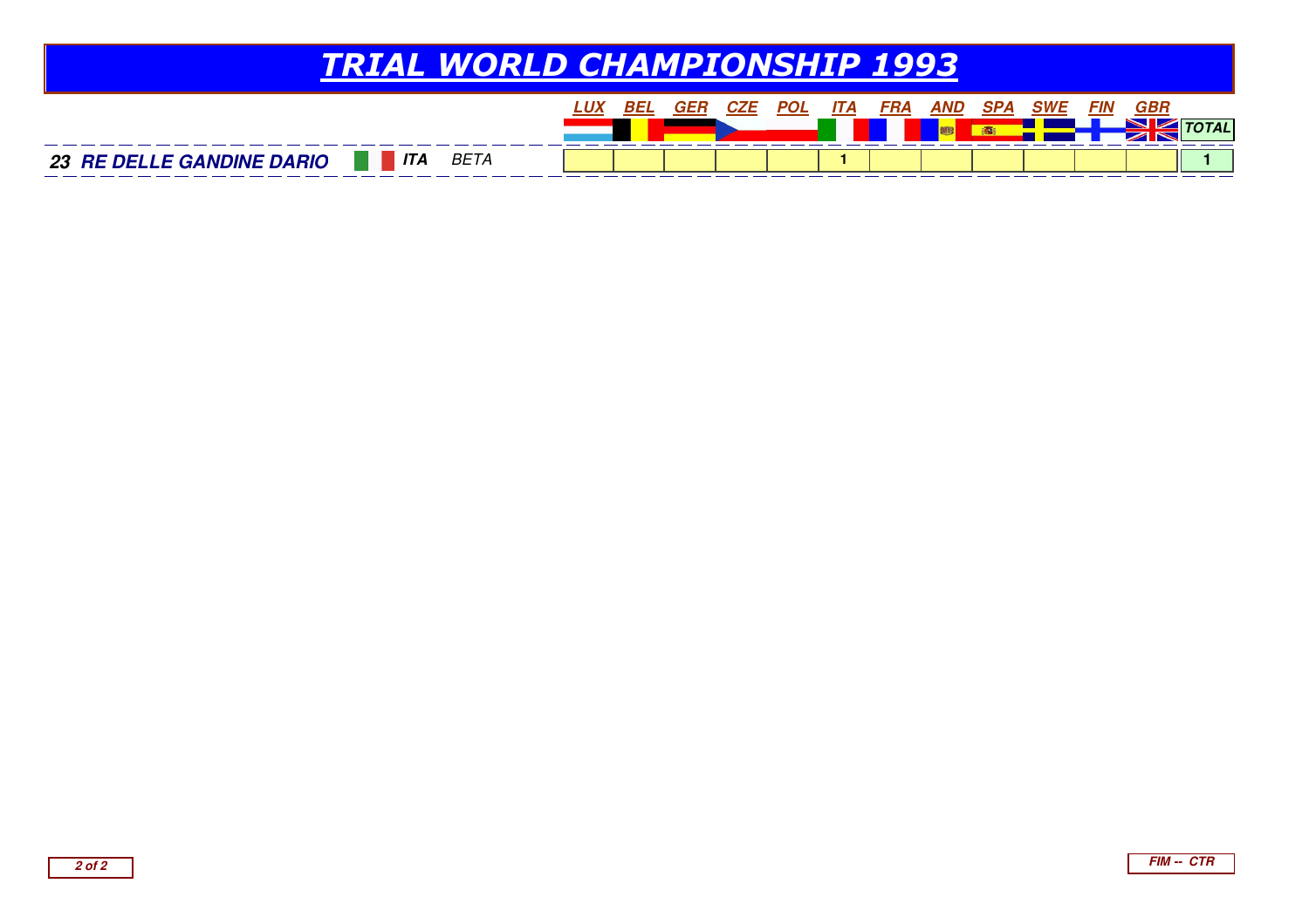# TRIAL WORLD CHAMPIONSHIP 1993

| | | | | LUX | BEL | GER | CZE | POL | ITA | FRA | AND | SPA | SWE | FIN | GBR | TOTAL |
|---|---|---|---|---|---|---|---|---|---|---|---|---|---|---|---|---|
| 23 | RE DELLE GANDINE DARIO | ITA | BETA | | | | | | 1 | | | | | | | 1 |

FIM -- CTR